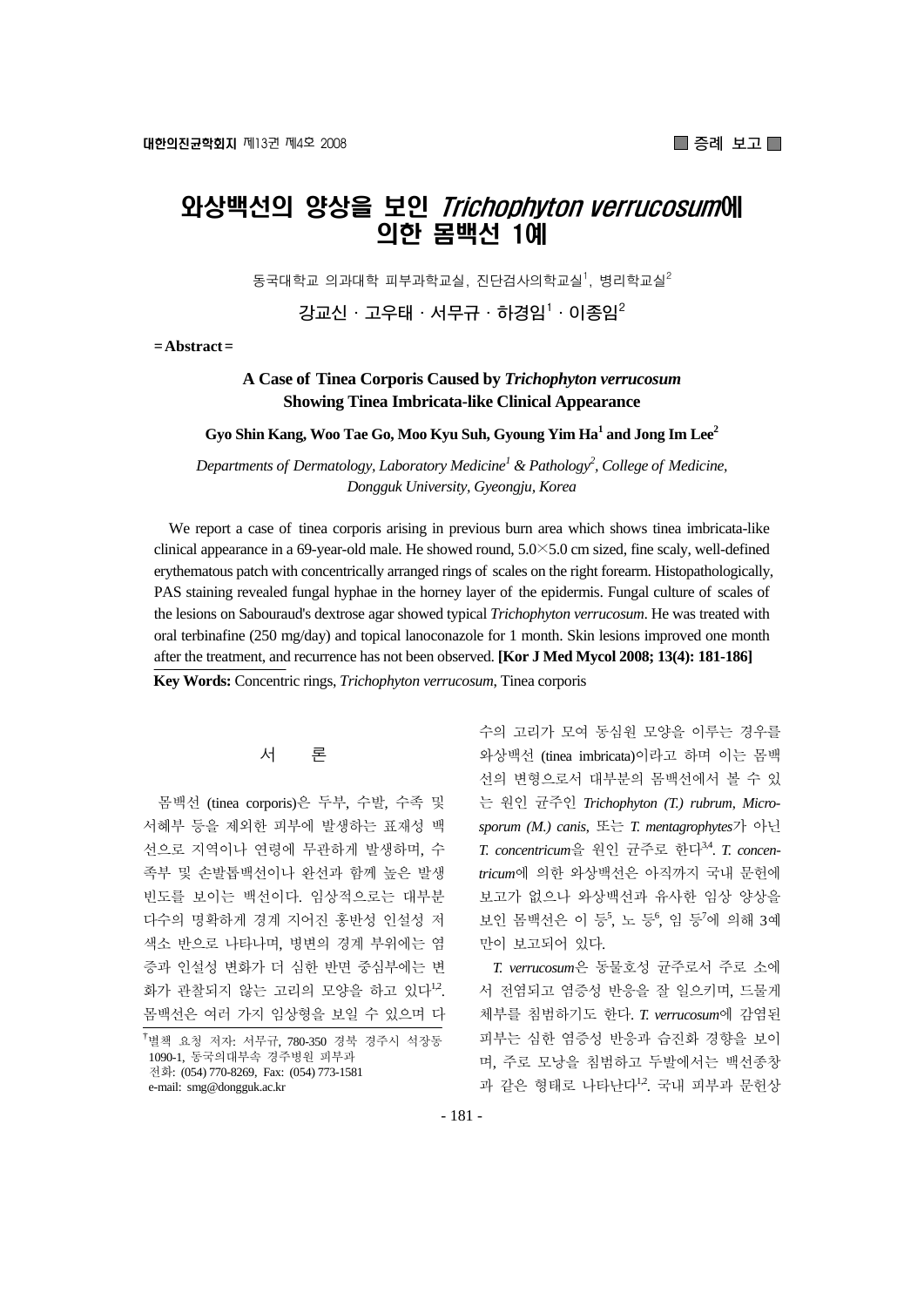■ 증례 보고 ■

# 와상백선의 양상을 보인 *Trichophyton verrucosum*에 의한 몸백선 1예

동국대학교 의과대학 피부과학교실, 진단검사의학교실[1], 병리학교실[2]

강교신 · 고우태 · 서무규 · 하경임[1] · 이종임[2]

**= Abstract =**

**A Case of Tinea Corporis Caused by *Trichophyton verrucosum* Showing Tinea Imbricata-like Clinical Appearance**

**Gyo Shin Kang, Woo Tae Go, Moo Kyu Suh, Gyoung Yim Ha[1] and Jong Im Lee[2]**

*Departments of Dermatology, Laboratory Medicine[1] & Pathology[2], College of Medicine, Dongguk University, Gyeongju, Korea*

We report a case of tinea corporis arising in previous burn area which shows tinea imbricata-like clinical appearance in a 69-year-old male. He showed round, 5.0×5.0 cm sized, fine scaly, well-defined erythematous patch with concentrically arranged rings of scales on the right forearm. Histopathologically, PAS staining revealed fungal hyphae in the horney layer of the epidermis. Fungal culture of scales of the lesions on Sabouraud's dextrose agar showed typical *Trichophyton verrucosum*. He was treated with oral terbinafine (250 mg/day) and topical lanoconazole for 1 month. Skin lesions improved one month after the treatment, and recurrence has not been observed. **[Kor J Med Mycol 2008; 13(4): 181-186]**

**Key Words:** Concentric rings, *Trichophyton verrucosum*, Tinea corporis

## 서 론

몸백선 (tinea corporis)은 두부, 수발, 수족 및 서혜부 등을 제외한 피부에 발생하는 표재성 백선으로 지역이나 연령에 무관하게 발생하며, 수족부 및 손발톱백선이나 완선과 함께 높은 발생 빈도를 보이는 백선이다. 임상적으로는 대부분 다수의 명확하게 경계 지어진 홍반성 인설성 저색소 반으로 나타나며, 병변의 경계 부위에는 염증과 인설성 변화가 더 심한 반면 중심부에는 변화가 관찰되지 않는 고리의 모양을 하고 있다[1,2]. 몸백선은 여러 가지 임상형을 보일 수 있으며 다수의 고리가 모여 동심원 모양을 이루는 경우를 와상백선 (tinea imbricata)이라고 하며 이는 몸백선의 변형으로서 대부분의 몸백선에서 볼 수 있는 원인 균주인 *Trichophyton (T.) rubrum*, *Microsporum (M.) canis*, 또는 *T. mentagrophytes*가 아닌 *T. concentricum*을 원인 균주로 한다[3,4]. *T. concentricum*에 의한 와상백선은 아직까지 국내 문헌에 보고가 없으나 와상백선과 유사한 임상 양상을 보인 몸백선은 이 등[5], 노 등[6], 임 등[7]에 의해 3예만이 보고되어 있다.

*T. verrucosum*은 동물호성 균주로서 주로 소에서 전염되고 염증성 반응을 잘 일으키며, 드물게 체부를 침범하기도 한다. *T. verrucosum*에 감염된 피부는 심한 염증성 반응과 습진화 경향을 보이며, 주로 모낭을 침범하고 두발에서는 백선종창과 같은 형태로 나타난다[1,2]. 국내 피부과 문헌상

†별책 요청 저자: 서무규, 780-350 경북 경주시 석장동 1090-1, 동국의대부속 경주병원 피부과
전화: (054) 770-8269, Fax: (054) 773-1581
e-mail: smg@dongguk.ac.kr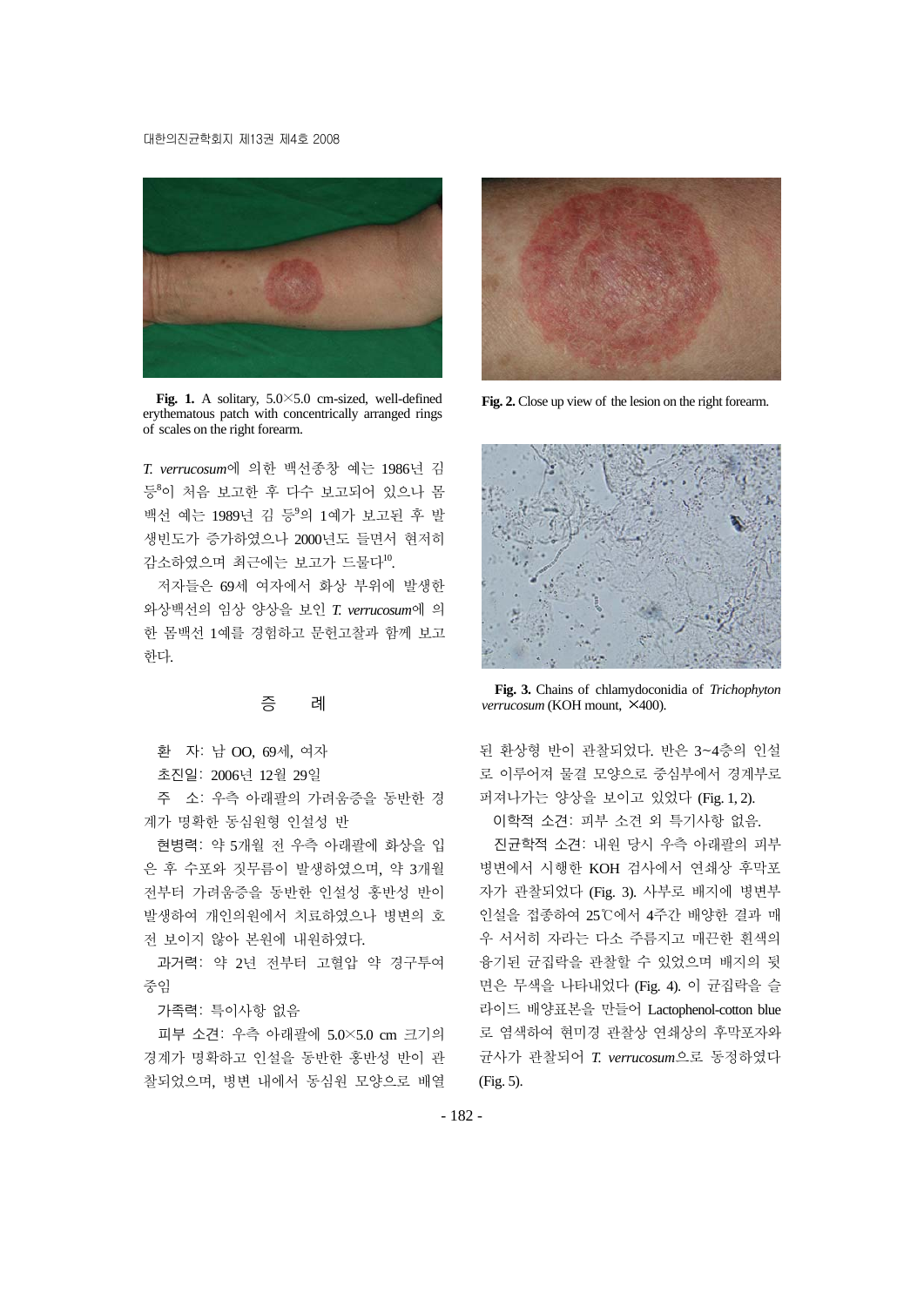**Fig. 1.** A solitary, 5.0×5.0 cm-sized, well-defined erythematous patch with concentrically arranged rings of scales on the right forearm.

**Fig. 2.** Close up view of the lesion on the right forearm.

*T. verrucosum*에 의한 백선종창 예는 1986년 김 등[8]이 처음 보고한 후 다수 보고되어 있으나 몸백선 예는 1989년 김 등[9]의 1예가 보고된 후 발생빈도가 증가하였으나 2000년도 들면서 현저히 감소하였으며 최근에는 보고가 드물다[10].

저자들은 69세 여자에서 화상 부위에 발생한 와상백선의 임상 양상을 보인 *T. verrucosum*에 의한 몸백선 1예를 경험하고 문헌고찰과 함께 보고한다.

## 증 례

환 자: 남 OO, 69세, 여자

초진일: 2006년 12월 29일

주 소: 우측 아래팔의 가려움증을 동반한 경계가 명확한 동심원형 인설성 반

현병력: 약 5개월 전 우측 아래팔에 화상을 입은 후 수포와 짓무름이 발생하였으며, 약 3개월 전부터 가려움증을 동반한 인설성 홍반성 반이 발생하여 개인의원에서 치료하였으나 병변의 호전 보이지 않아 본원에 내원하였다.

과거력: 약 2년 전부터 고혈압 약 경구투여 중임

가족력: 특이사항 없음

피부 소견: 우측 아래팔에 5.0×5.0 cm 크기의 경계가 명확하고 인설을 동반한 홍반성 반이 관찰되었으며, 병변 내에서 동심원 모양으로 배열된 환상형 반이 관찰되었다. 반은 3~4층의 인설로 이루어져 물결 모양으로 중심부에서 경계부로 퍼져나가는 양상을 보이고 있었다 (Fig. 1, 2).

이학적 소견: 피부 소견 외 특기사항 없음.

진균학적 소견: 내원 당시 우측 아래팔의 피부병변에서 시행한 KOH 검사에서 연쇄상 후막포자가 관찰되었다 (Fig. 3). 사부로 배지에 병변부 인설을 접종하여 25℃에서 4주간 배양한 결과 매우 서서히 자라는 다소 주름지고 매끈한 흰색의 융기된 균집락을 관찰할 수 있었으며 배지의 뒷면은 무색을 나타내었다 (Fig. 4). 이 균집락을 슬라이드 배양표본을 만들어 Lactophenol-cotton blue로 염색하여 현미경 관찰상 연쇄상의 후막포자와 균사가 관찰되어 *T. verrucosum*으로 동정하였다 (Fig. 5).

**Fig. 3.** Chains of chlamydoconidia of *Trichophyton verrucosum* (KOH mount, ×400).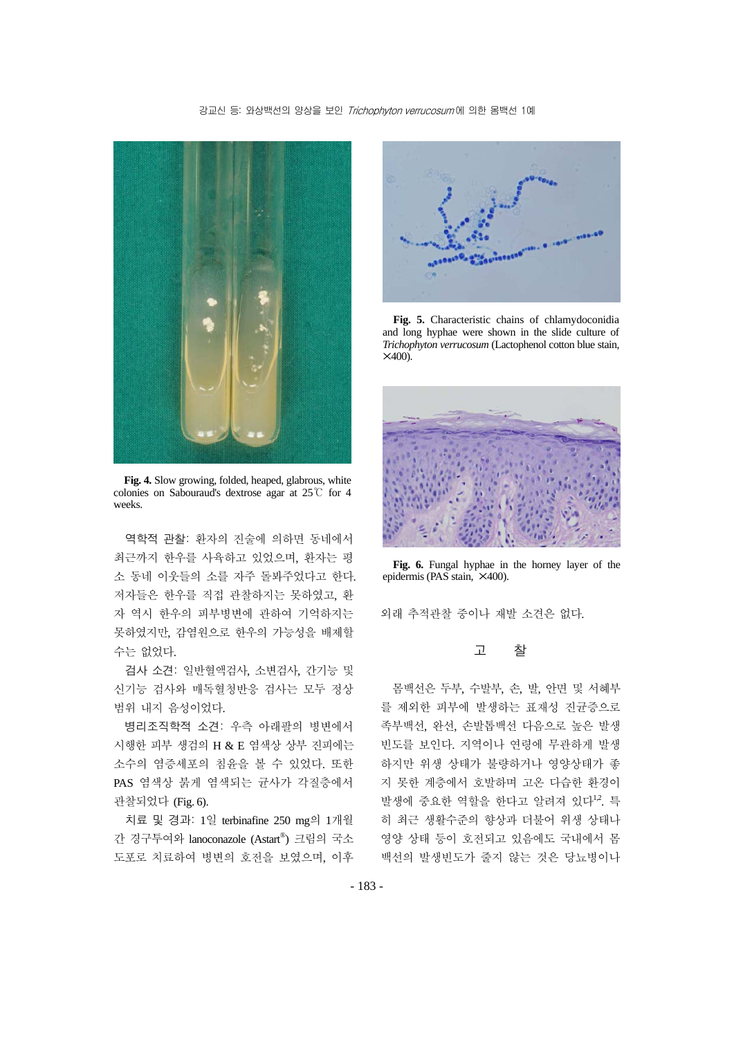**Fig. 4.** Slow growing, folded, heaped, glabrous, white colonies on Sabouraud's dextrose agar at 25℃ for 4 weeks.

**Fig. 5.** Characteristic chains of chlamydoconidia and long hyphae were shown in the slide culture of *Trichophyton verrucosum* (Lactophenol cotton blue stain, ×400).

**Fig. 6.** Fungal hyphae in the horney layer of the epidermis (PAS stain, ×400).

역학적 관찰: 환자의 진술에 의하면 동네에서 최근까지 한우를 사육하고 있었으며, 환자는 평소 동네 이웃들의 소를 자주 돌봐주었다고 한다. 저자들은 한우를 직접 관찰하지는 못하였고, 환자 역시 한우의 피부병변에 관하여 기억하지는 못하였지만, 감염원으로 한우의 가능성을 배제할 수는 없었다.

검사 소견: 일반혈액검사, 소변검사, 간기능 및 신기능 검사와 매독혈청반응 검사는 모두 정상 범위 내지 음성이었다.

병리조직학적 소견: 우측 아래팔의 병변에서 시행한 피부 생검의 H & E 염색상 상부 진피에는 소수의 염증세포의 침윤을 볼 수 있었다. 또한 PAS 염색상 붉게 염색되는 균사가 각질층에서 관찰되었다 (Fig. 6).

치료 및 경과: 1일 terbinafine 250 mg의 1개월간 경구투여와 lanoconazole (Astart®) 크림의 국소도포로 치료하여 병변의 호전을 보였으며, 이후 외래 추적관찰 중이나 재발 소견은 없다.

## 고 찰

몸백선은 두부, 수발부, 손, 발, 안면 및 서혜부를 제외한 피부에 발생하는 표재성 진균증으로 족부백선, 완선, 손발톱백선 다음으로 높은 발생빈도를 보인다. 지역이나 연령에 무관하게 발생하지만 위생 상태가 불량하거나 영양상태가 좋지 못한 계층에서 호발하며 고온 다습한 환경이 발생에 중요한 역할을 한다고 알려져 있다[1,2]. 특히 최근 생활수준의 향상과 더불어 위생 상태나 영양 상태 등이 호전되고 있음에도 국내에서 몸백선의 발생빈도가 줄지 않는 것은 당뇨병이나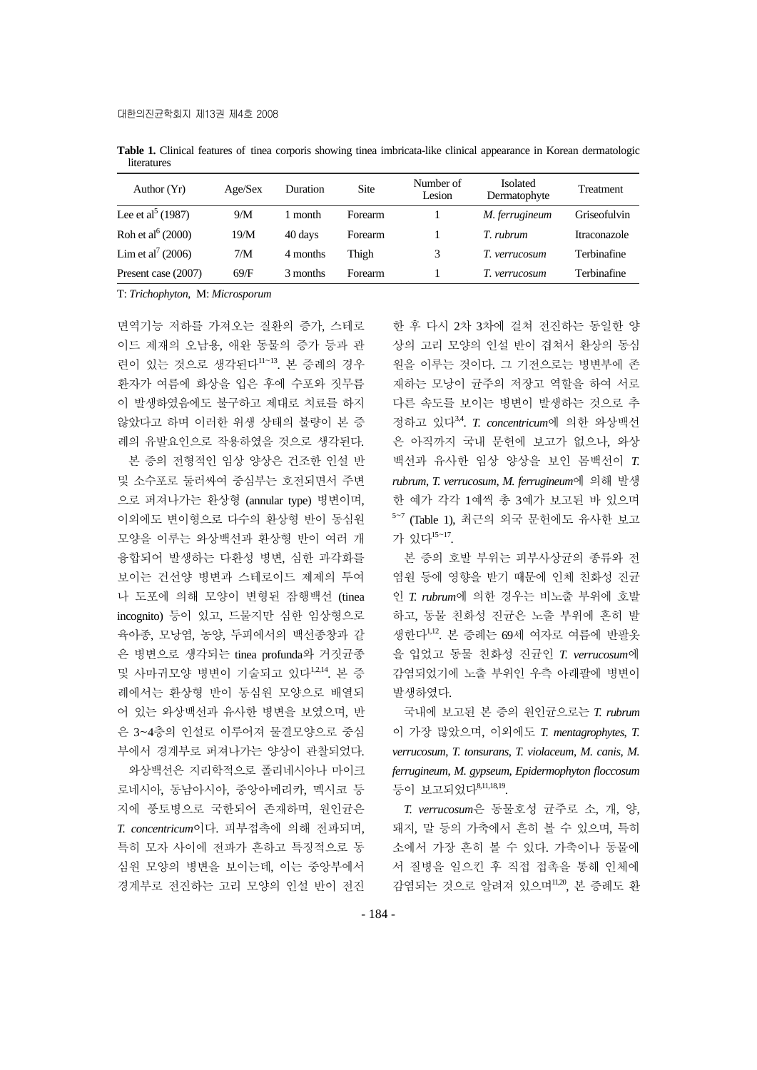**Table 1.** Clinical features of tinea corporis showing tinea imbricata-like clinical appearance in Korean dermatologic literatures

| Author (Yr) | Age/Sex | Duration | Site | Number of Lesion | Isolated Dermatophyte | Treatment |
|---|---|---|---|---|---|---|
| Lee et al[5] (1987) | 9/M | 1 month | Forearm | 1 | *M. ferrugineum* | Griseofulvin |
| Roh et al[6] (2000) | 19/M | 40 days | Forearm | 1 | *T. rubrum* | Itraconazole |
| Lim et al[7] (2006) | 7/M | 4 months | Thigh | 3 | *T. verrucosum* | Terbinafine |
| Present case (2007) | 69/F | 3 months | Forearm | 1 | *T. verrucosum* | Terbinafine |

T: *Trichophyton*, M: *Microsporum*

면역기능 저하를 가져오는 질환의 증가, 스테로이드 제재의 오남용, 애완 동물의 증가 등과 관련이 있는 것으로 생각된다[11~13]. 본 증례의 경우 환자가 여름에 화상을 입은 후에 수포와 짓무름이 발생하였음에도 불구하고 제대로 치료를 하지 않았다고 하며 이러한 위생 상태의 불량이 본 증례의 유발요인으로 작용하였을 것으로 생각된다.

본 증의 전형적인 임상 양상은 건조한 인설 반 및 소수포로 둘러싸여 중심부는 호전되면서 주변으로 퍼져나가는 환상형 (annular type) 병변이며, 이외에도 변이형으로 다수의 환상형 반이 동심원 모양을 이루는 와상백선과 환상형 반이 여러 개 융합되어 발생하는 다환성 병변, 심한 과각화를 보이는 건선양 병변과 스테로이드 제제의 투여나 도포에 의해 모양이 변형된 잠행백선 (tinea incognito) 등이 있고, 드물지만 심한 임상형으로 육아종, 모낭염, 농양, 두피에서의 백선종창과 같은 병변으로 생각되는 tinea profunda와 거짓균종 및 사마귀모양 병변이 기술되고 있다[1,2,14]. 본 증례에서는 환상형 반이 동심원 모양으로 배열되어 있는 와상백선과 유사한 병변을 보였으며, 반은 3~4층의 인설로 이루어져 물결모양으로 중심부에서 경계부로 퍼져나가는 양상이 관찰되었다.

와상백선은 지리학적으로 폴리네시아나 마이크로네시아, 동남아시아, 중앙아메리카, 멕시코 등지에 풍토병으로 국한되어 존재하며, 원인균은 *T. concentricum*이다. 피부접촉에 의해 전파되며, 특히 모자 사이에 전파가 흔하고 특징적으로 동심원 모양의 병변을 보이는데, 이는 중앙부에서 경계부로 전진하는 고리 모양의 인설 반이 전진한 후 다시 2차 3차에 걸쳐 전진하는 동일한 양상의 고리 모양의 인설 반이 겹쳐서 환상의 동심원을 이루는 것이다. 그 기전으로는 병변부에 존재하는 모낭이 균주의 저장고 역할을 하여 서로 다른 속도를 보이는 병변이 발생하는 것으로 추정하고 있다[3,4]. *T. concentricum*에 의한 와상백선은 아직까지 국내 문헌에 보고가 없으나, 와상백선과 유사한 임상 양상을 보인 몸백선이 *T. rubrum*, *T. verrucosum*, *M. ferrugineum*에 의해 발생한 예가 각각 1예씩 총 3예가 보고된 바 있으며[5~7] (Table 1), 최근의 외국 문헌에도 유사한 보고가 있다[15~17].

본 증의 호발 부위는 피부사상균의 종류와 전염원 등에 영향을 받기 때문에 인체 친화성 진균인 *T. rubrum*에 의한 경우는 비노출 부위에 호발하고, 동물 친화성 진균은 노출 부위에 흔히 발생한다[1,12]. 본 증례는 69세 여자로 여름에 반팔옷을 입었고 동물 친화성 진균인 *T. verrucosum*에 감염되었기에 노출 부위인 우측 아래팔에 병변이 발생하였다.

국내에 보고된 본 증의 원인균으로는 *T. rubrum*이 가장 많았으며, 이외에도 *T. mentagrophytes*, *T. verrucosum*, *T. tonsurans*, *T. violaceum*, *M. canis*, *M. ferrugineum*, *M. gypseum*, *Epidermophyton floccosum* 등이 보고되었다[8,11,18,19].

*T. verrucosum*은 동물호성 균주로 소, 개, 양, 돼지, 말 등의 가축에서 흔히 볼 수 있으며, 특히 소에서 가장 흔히 볼 수 있다. 가축이나 동물에서 질병을 일으킨 후 직접 접촉을 통해 인체에 감염되는 것으로 알려져 있으며[11,20], 본 증례도 환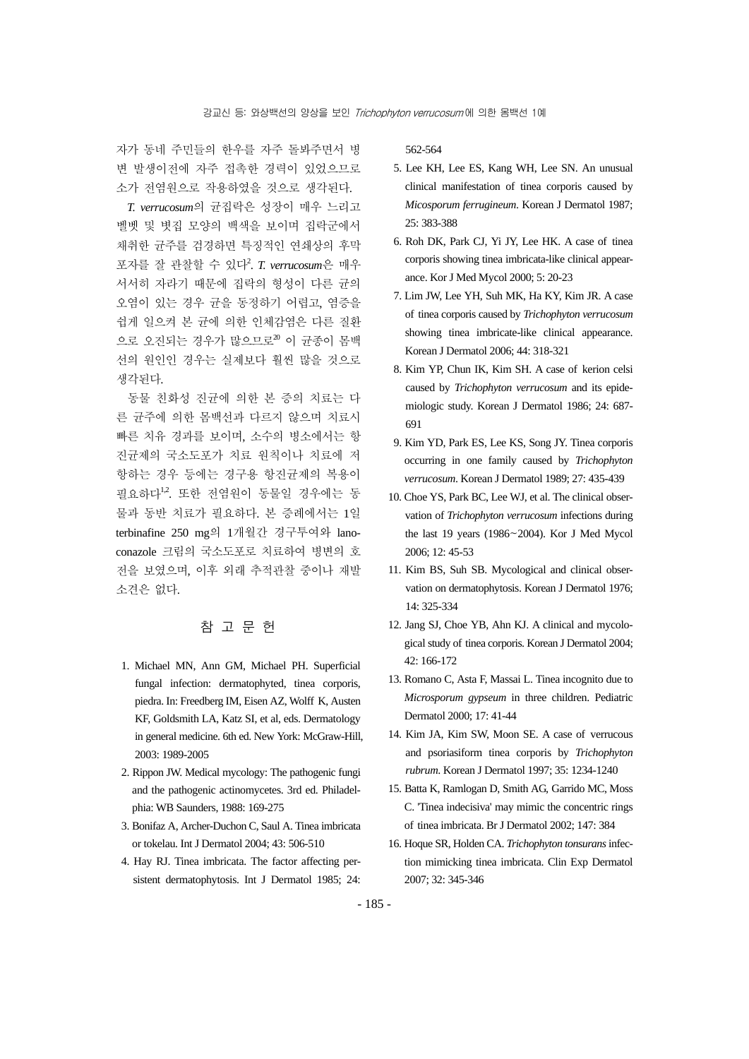자가 동네 주민들의 한우를 자주 돌봐주면서 병변 발생이전에 자주 접촉한 경력이 있었으므로 소가 전염원으로 작용하였을 것으로 생각된다.

*T. verrucosum*의 균집락은 성장이 매우 느리고 벨벳 및 볏집 모양의 백색을 보이며 집락군에서 채취한 균주를 검경하면 특징적인 연쇄상의 후막포자를 잘 관찰할 수 있다[2]. *T. verrucosum*은 매우 서서히 자라기 때문에 집락의 형성이 다른 균의 오염이 있는 경우 균을 동정하기 어렵고, 염증을 쉽게 일으켜 본 균에 의한 인체감염은 다른 질환으로 오진되는 경우가 많으므로[20] 이 균종이 몸백선의 원인인 경우는 실제보다 훨씬 많을 것으로 생각된다.

동물 친화성 진균에 의한 본 증의 치료는 다른 균주에 의한 몸백선과 다르지 않으며 치료시 빠른 치유 경과를 보이며, 소수의 병소에서는 항진균제의 국소도포가 치료 원칙이나 치료에 저항하는 경우 등에는 경구용 항진균제의 복용이 필요하다[1,2]. 또한 전염원이 동물일 경우에는 동물과 동반 치료가 필요하다. 본 증례에서는 1일 terbinafine 250 mg의 1개월간 경구투여와 lanoconazole 크림의 국소도포로 치료하여 병변의 호전을 보였으며, 이후 외래 추적관찰 중이나 재발 소견은 없다.

## 참 고 문 헌

1. Michael MN, Ann GM, Michael PH. Superficial fungal infection: dermatophyted, tinea corporis, piedra. In: Freedberg IM, Eisen AZ, Wolff K, Austen KF, Goldsmith LA, Katz SI, et al, eds. Dermatology in general medicine. 6th ed. New York: McGraw-Hill, 2003: 1989-2005
2. Rippon JW. Medical mycology: The pathogenic fungi and the pathogenic actinomycetes. 3rd ed. Philadelphia: WB Saunders, 1988: 169-275
3. Bonifaz A, Archer-Duchon C, Saul A. Tinea imbricata or tokelau. Int J Dermatol 2004; 43: 506-510
4. Hay RJ. Tinea imbricata. The factor affecting persistent dermatophytosis. Int J Dermatol 1985; 24: 562-564
5. Lee KH, Lee ES, Kang WH, Lee SN. An unusual clinical manifestation of tinea corporis caused by *Micosporum ferrugineum*. Korean J Dermatol 1987; 25: 383-388
6. Roh DK, Park CJ, Yi JY, Lee HK. A case of tinea corporis showing tinea imbricata-like clinical appearance. Kor J Med Mycol 2000; 5: 20-23
7. Lim JW, Lee YH, Suh MK, Ha KY, Kim JR. A case of tinea corporis caused by *Trichophyton verrucosum* showing tinea imbricate-like clinical appearance. Korean J Dermatol 2006; 44: 318-321
8. Kim YP, Chun IK, Kim SH. A case of kerion celsi caused by *Trichophyton verrucosum* and its epidemiologic study. Korean J Dermatol 1986; 24: 687-691
9. Kim YD, Park ES, Lee KS, Song JY. Tinea corporis occurring in one family caused by *Trichophyton verrucosum*. Korean J Dermatol 1989; 27: 435-439
10. Choe YS, Park BC, Lee WJ, et al. The clinical observation of *Trichophyton verrucosum* infections during the last 19 years (1986~2004). Kor J Med Mycol 2006; 12: 45-53
11. Kim BS, Suh SB. Mycological and clinical observation on dermatophytosis. Korean J Dermatol 1976; 14: 325-334
12. Jang SJ, Choe YB, Ahn KJ. A clinical and mycological study of tinea corporis. Korean J Dermatol 2004; 42: 166-172
13. Romano C, Asta F, Massai L. Tinea incognito due to *Microsporum gypseum* in three children. Pediatric Dermatol 2000; 17: 41-44
14. Kim JA, Kim SW, Moon SE. A case of verrucous and psoriasiform tinea corporis by *Trichophyton rubrum*. Korean J Dermatol 1997; 35: 1234-1240
15. Batta K, Ramlogan D, Smith AG, Garrido MC, Moss C. 'Tinea indecisiva' may mimic the concentric rings of tinea imbricata. Br J Dermatol 2002; 147: 384
16. Hoque SR, Holden CA. *Trichophyton tonsurans* infection mimicking tinea imbricata. Clin Exp Dermatol 2007; 32: 345-346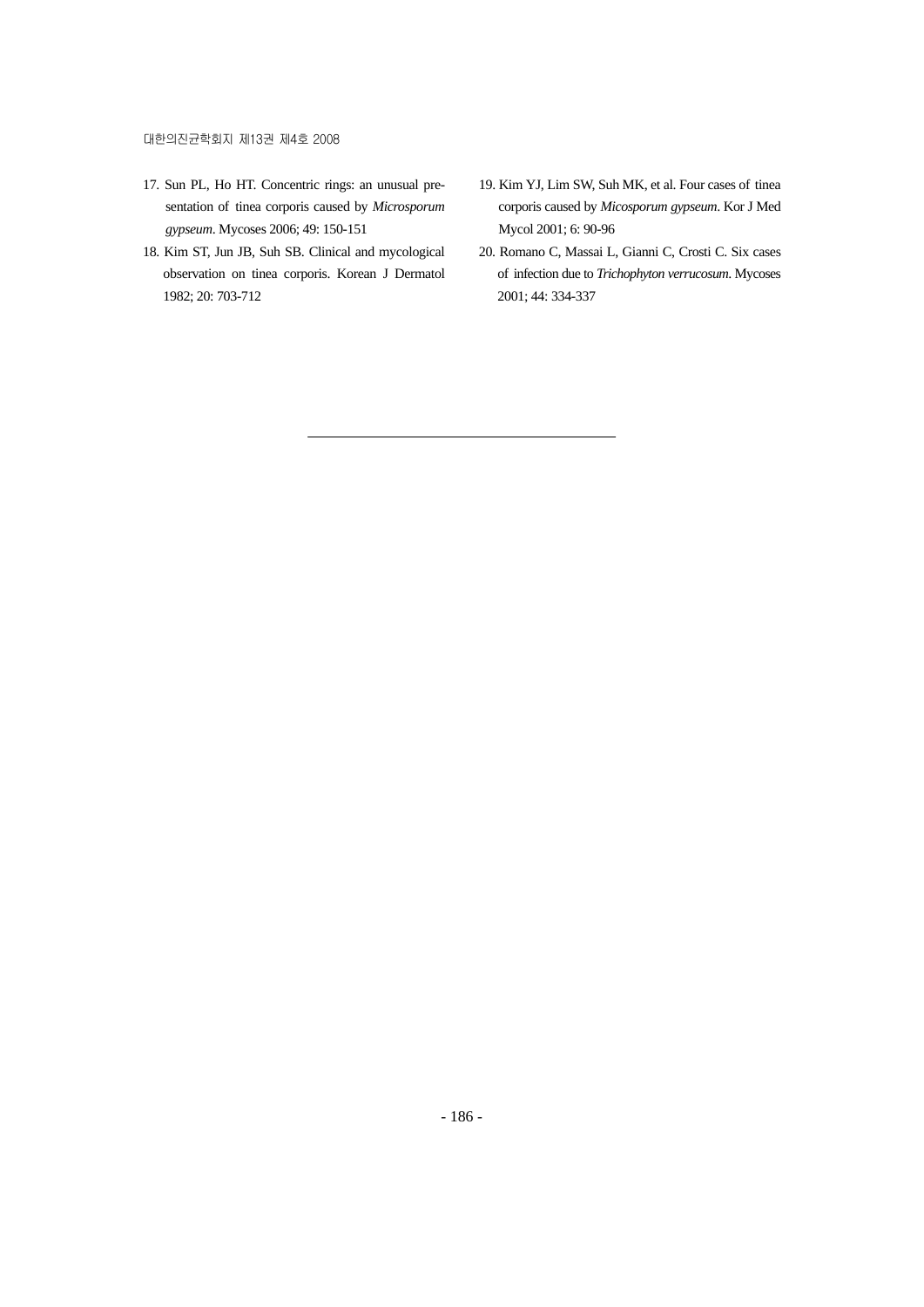17. Sun PL, Ho HT. Concentric rings: an unusual presentation of tinea corporis caused by *Microsporum gypseum*. Mycoses 2006; 49: 150-151
18. Kim ST, Jun JB, Suh SB. Clinical and mycological observation on tinea corporis. Korean J Dermatol 1982; 20: 703-712
19. Kim YJ, Lim SW, Suh MK, et al. Four cases of tinea corporis caused by *Micosporum gypseum*. Kor J Med Mycol 2001; 6: 90-96
20. Romano C, Massai L, Gianni C, Crosti C. Six cases of infection due to *Trichophyton verrucosum*. Mycoses 2001; 44: 334-337